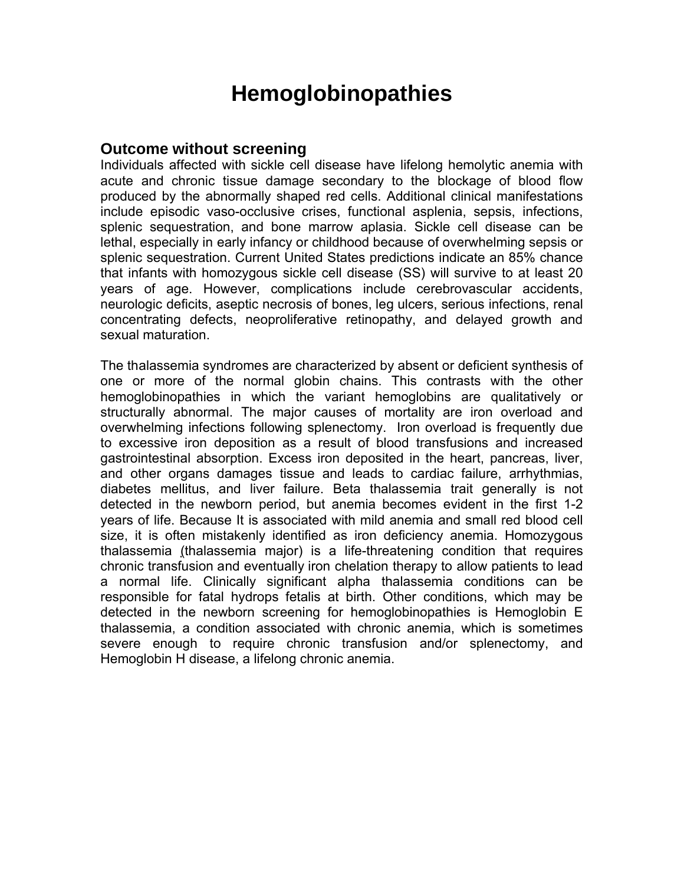# Hemoglobinopathies

## Outcome without screening

Individuals affected with sickle cell disease have lifelong hemolytic anemia with acute and chronic tissue damage secondary to the blockage of blood flow produced by the abnormally shaped red cells. Additional clinical manifestations include episodic vaso-occlusive crises, functional asplenia, sepsis, infections, splenic sequestration, and bone marrow aplasia. Sickle cell disease can be lethal, especially in early infancy or childhood because of overwhelming sepsis or splenic sequestration. Current United States predictions indicate an 85% chance that infants with homozygous sickle cell disease (SS) will survive to at least 20 years of age. However, complications include cerebrovascular accidents, neurologic deficits, aseptic necrosis of bones, leg ulcers, serious infections, renal concentrating defects, neoproliferative retinopathy, and delayed growth and sexual maturation.

The thalassemia syndromes are characterized by absent or deficient synthesis of one or more of the normal globin chains. This contrasts with the other hemoglobinopathies in which the variant hemoglobins are qualitatively or structurally abnormal. The major causes of mortality are iron overload and overwhelming infections following splenectomy. Iron overload is frequently due to excessive iron deposition as a result of blood transfusions and increased gastrointestinal absorption. Excess iron deposited in the heart, pancreas, liver, and other organs damages tissue and leads to cardiac failure, arrhythmias, diabetes mellitus, and liver failure. Beta thalassemia trait generally is not detected in the newborn period, but anemia becomes evident in the first 1-2 years of life. Because It is associated with mild anemia and small red blood cell size, it is often mistakenly identified as iron deficiency anemia. Homozygous thalassemia (thalassemia major) is a life-threatening condition that requires chronic transfusion and eventually iron chelation therapy to allow patients to lead a normal life. Clinically significant alpha thalassemia conditions can be responsible for fatal hydrops fetalis at birth. Other conditions, which may be detected in the newborn screening for hemoglobinopathies is Hemoglobin E thalassemia, a condition associated with chronic anemia, which is sometimes severe enough to require chronic transfusion and/or splenectomy, and Hemoglobin H disease, a lifelong chronic anemia.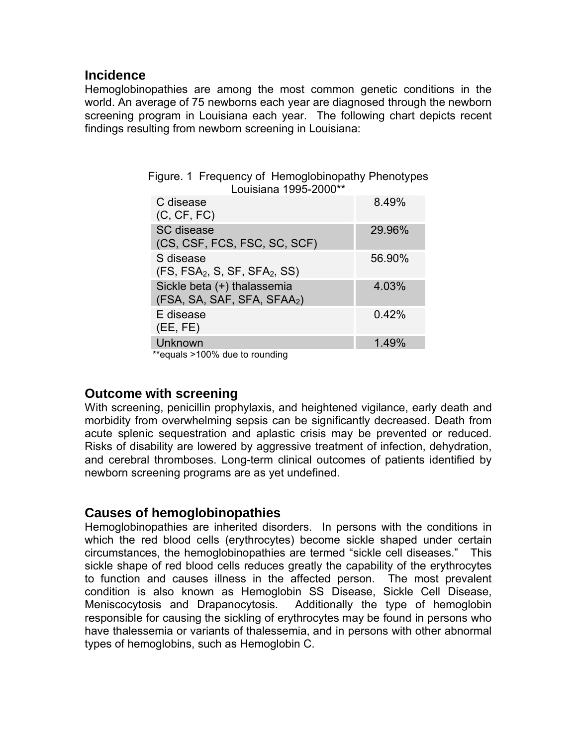## Incidence

Hemoglobinopathies are among the most common genetic conditions in the world. An average of 75 newborns each year are diagnosed through the newborn screening program in Louisiana each year. The following chart depicts recent findings resulting from newborn screening in Louisiana:

Figure. 1 Frequency of Hemoglobinopathy Phenotypes Louisiana 1995-2000**

| Phenotype | Frequency |
|---|---|
| C disease (C, CF, FC) | 8.49% |
| SC disease (CS, CSF, FCS, FSC, SC, SCF) | 29.96% |
| S disease (FS, $FSA_2$, S, SF, $SFA_2$, SS) | 56.90% |
| Sickle beta (+) thalassemia (FSA, SA, SAF, SFA, $SFAA_2$) | 4.03% |
| E disease (EE, FE) | 0.42% |
| Unknown | 1.49% |

**equals >100% due to rounding

## Outcome with screening

With screening, penicillin prophylaxis, and heightened vigilance, early death and morbidity from overwhelming sepsis can be significantly decreased. Death from acute splenic sequestration and aplastic crisis may be prevented or reduced. Risks of disability are lowered by aggressive treatment of infection, dehydration, and cerebral thromboses. Long-term clinical outcomes of patients identified by newborn screening programs are as yet undefined.

## Causes of hemoglobinopathies

Hemoglobinopathies are inherited disorders. In persons with the conditions in which the red blood cells (erythrocytes) become sickle shaped under certain circumstances, the hemoglobinopathies are termed "sickle cell diseases." This sickle shape of red blood cells reduces greatly the capability of the erythrocytes to function and causes illness in the affected person. The most prevalent condition is also known as Hemoglobin SS Disease, Sickle Cell Disease, Meniscocytosis and Drapanocytosis. Additionally the type of hemoglobin responsible for causing the sickling of erythrocytes may be found in persons who have thalessemia or variants of thalessemia, and in persons with other abnormal types of hemoglobins, such as Hemoglobin C.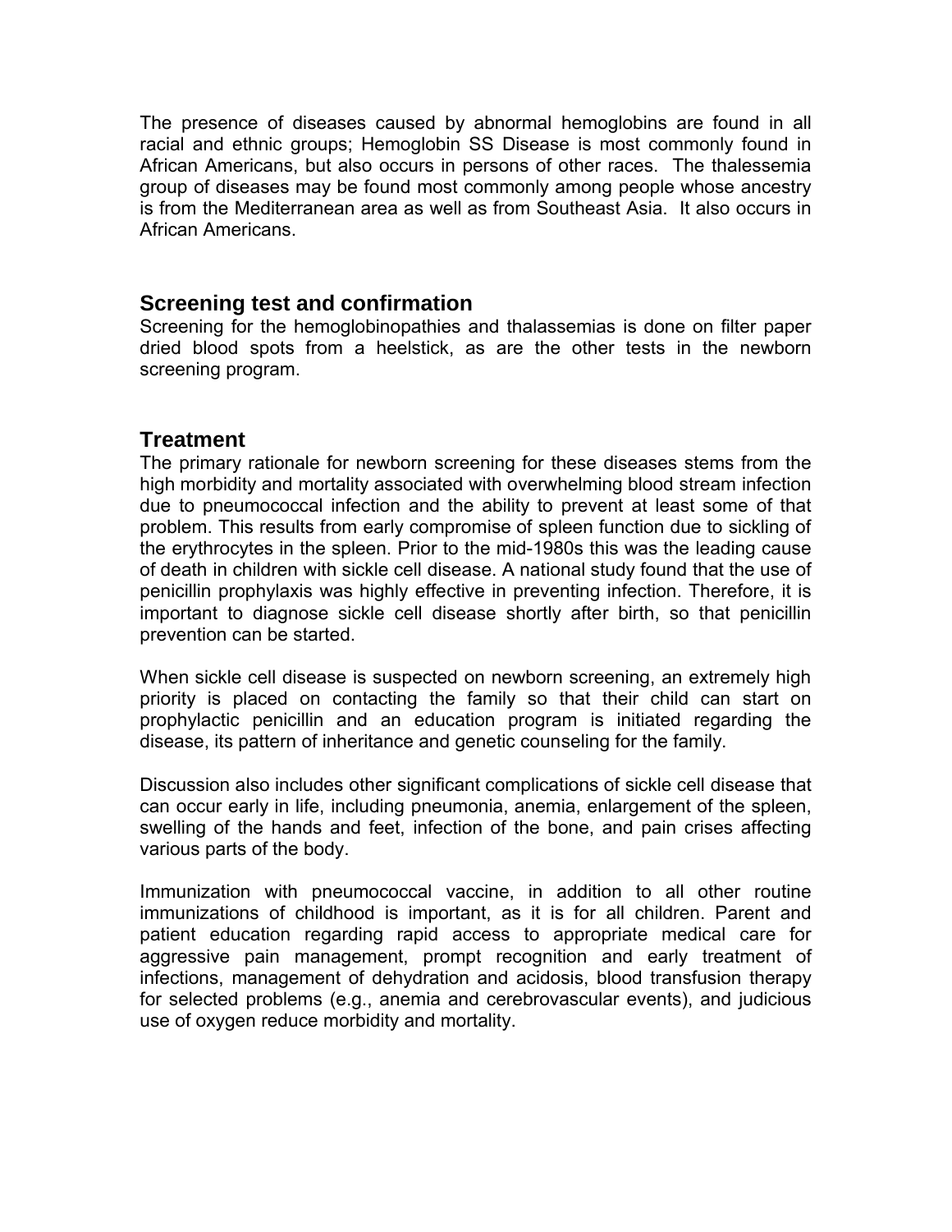The presence of diseases caused by abnormal hemoglobins are found in all racial and ethnic groups; Hemoglobin SS Disease is most commonly found in African Americans, but also occurs in persons of other races. The thalessemia group of diseases may be found most commonly among people whose ancestry is from the Mediterranean area as well as from Southeast Asia. It also occurs in African Americans.

## Screening test and confirmation

Screening for the hemoglobinopathies and thalassemias is done on filter paper dried blood spots from a heelstick, as are the other tests in the newborn screening program.

## Treatment

The primary rationale for newborn screening for these diseases stems from the high morbidity and mortality associated with overwhelming blood stream infection due to pneumococcal infection and the ability to prevent at least some of that problem. This results from early compromise of spleen function due to sickling of the erythrocytes in the spleen. Prior to the mid-1980s this was the leading cause of death in children with sickle cell disease. A national study found that the use of penicillin prophylaxis was highly effective in preventing infection. Therefore, it is important to diagnose sickle cell disease shortly after birth, so that penicillin prevention can be started.

When sickle cell disease is suspected on newborn screening, an extremely high priority is placed on contacting the family so that their child can start on prophylactic penicillin and an education program is initiated regarding the disease, its pattern of inheritance and genetic counseling for the family.

Discussion also includes other significant complications of sickle cell disease that can occur early in life, including pneumonia, anemia, enlargement of the spleen, swelling of the hands and feet, infection of the bone, and pain crises affecting various parts of the body.

Immunization with pneumococcal vaccine, in addition to all other routine immunizations of childhood is important, as it is for all children. Parent and patient education regarding rapid access to appropriate medical care for aggressive pain management, prompt recognition and early treatment of infections, management of dehydration and acidosis, blood transfusion therapy for selected problems (e.g., anemia and cerebrovascular events), and judicious use of oxygen reduce morbidity and mortality.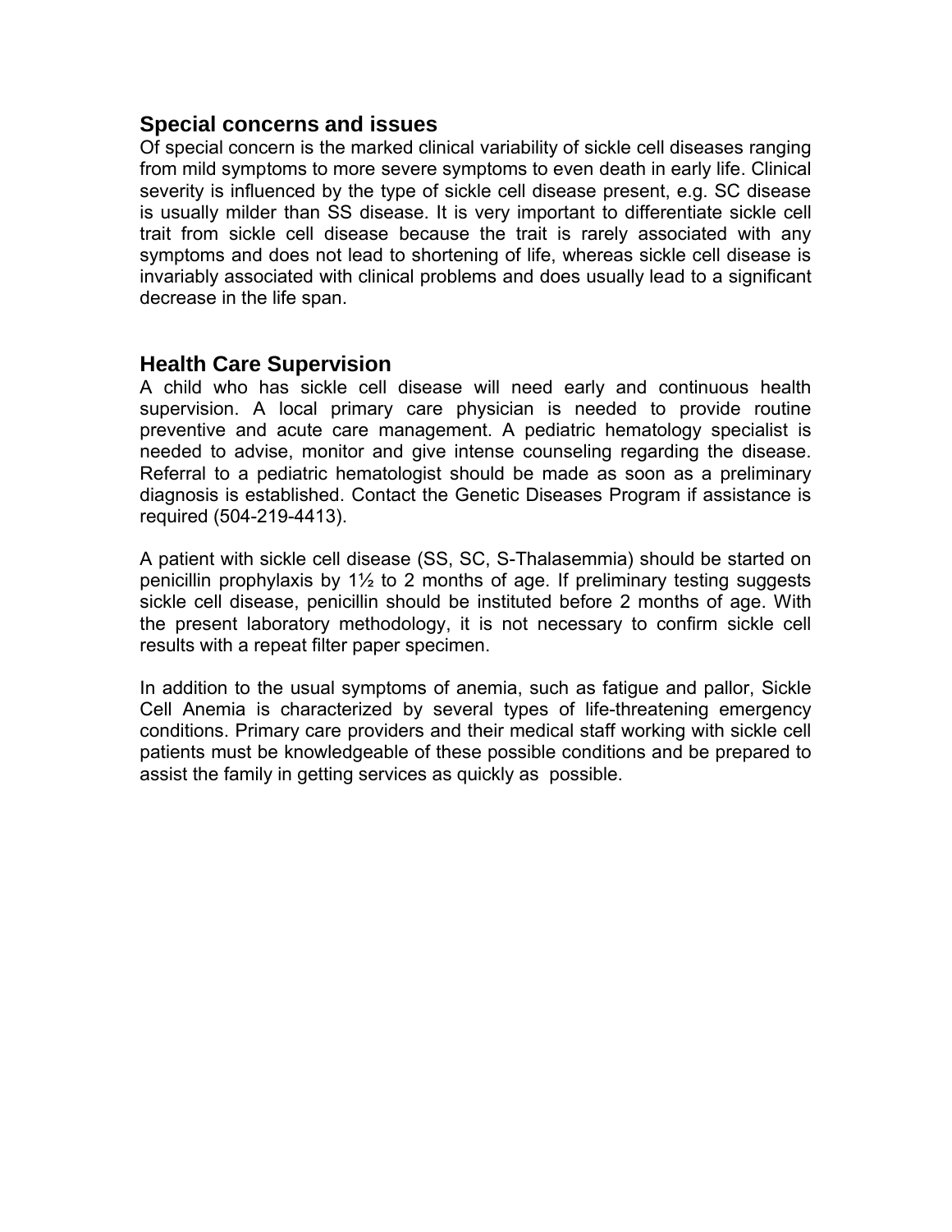## Special concerns and issues

Of special concern is the marked clinical variability of sickle cell diseases ranging from mild symptoms to more severe symptoms to even death in early life. Clinical severity is influenced by the type of sickle cell disease present, e.g. SC disease is usually milder than SS disease. It is very important to differentiate sickle cell trait from sickle cell disease because the trait is rarely associated with any symptoms and does not lead to shortening of life, whereas sickle cell disease is invariably associated with clinical problems and does usually lead to a significant decrease in the life span.

## Health Care Supervision

A child who has sickle cell disease will need early and continuous health supervision. A local primary care physician is needed to provide routine preventive and acute care management. A pediatric hematology specialist is needed to advise, monitor and give intense counseling regarding the disease. Referral to a pediatric hematologist should be made as soon as a preliminary diagnosis is established. Contact the Genetic Diseases Program if assistance is required (504-219-4413).

A patient with sickle cell disease (SS, SC, S-Thalasemmia) should be started on penicillin prophylaxis by 1½ to 2 months of age. If preliminary testing suggests sickle cell disease, penicillin should be instituted before 2 months of age. With the present laboratory methodology, it is not necessary to confirm sickle cell results with a repeat filter paper specimen.

In addition to the usual symptoms of anemia, such as fatigue and pallor, Sickle Cell Anemia is characterized by several types of life-threatening emergency conditions. Primary care providers and their medical staff working with sickle cell patients must be knowledgeable of these possible conditions and be prepared to assist the family in getting services as quickly as possible.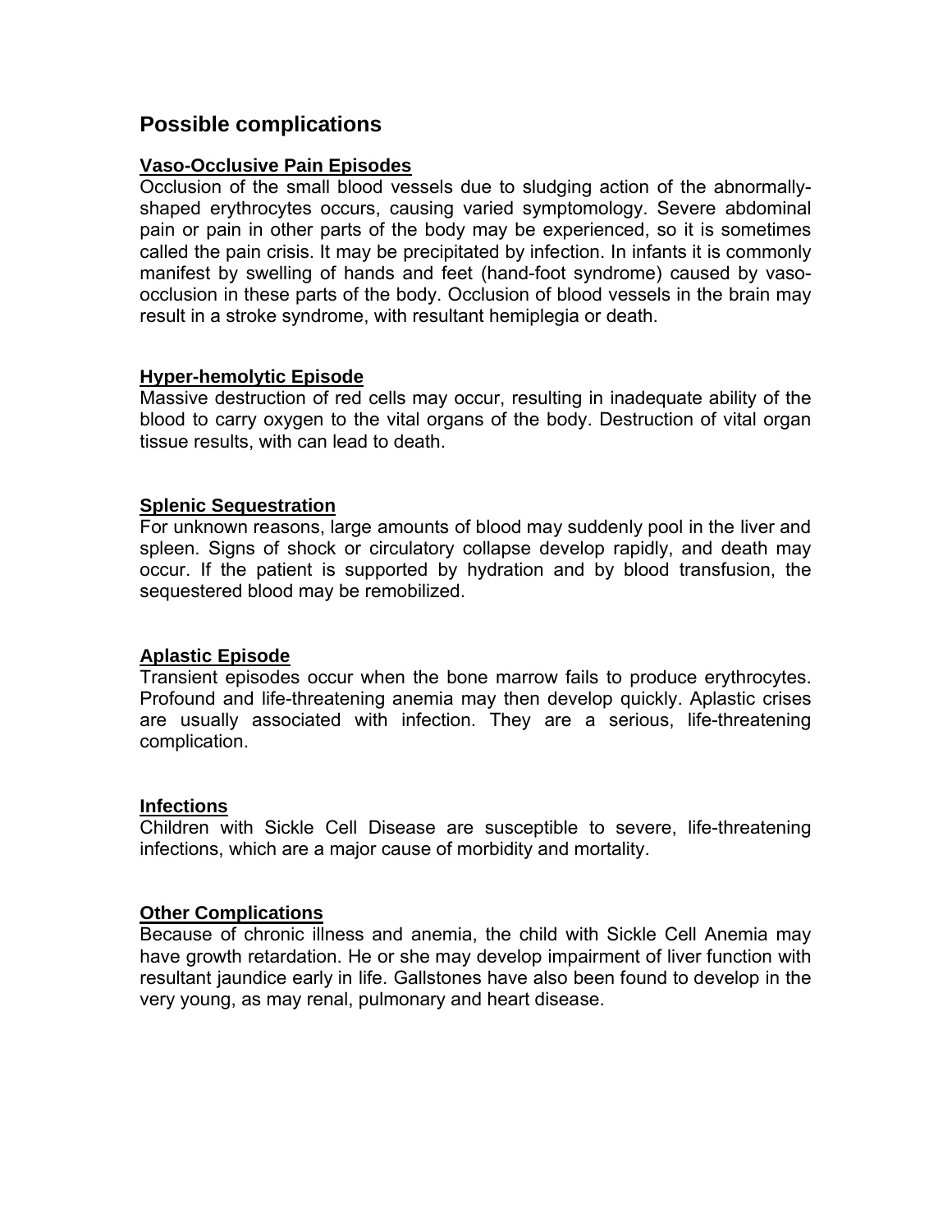## Possible complications

### Vaso-Occlusive Pain Episodes

Occlusion of the small blood vessels due to sludging action of the abnormally-shaped erythrocytes occurs, causing varied symptomology. Severe abdominal pain or pain in other parts of the body may be experienced, so it is sometimes called the pain crisis. It may be precipitated by infection. In infants it is commonly manifest by swelling of hands and feet (hand-foot syndrome) caused by vaso-occlusion in these parts of the body. Occlusion of blood vessels in the brain may result in a stroke syndrome, with resultant hemiplegia or death.

### Hyper-hemolytic Episode

Massive destruction of red cells may occur, resulting in inadequate ability of the blood to carry oxygen to the vital organs of the body. Destruction of vital organ tissue results, with can lead to death.

### Splenic Sequestration

For unknown reasons, large amounts of blood may suddenly pool in the liver and spleen. Signs of shock or circulatory collapse develop rapidly, and death may occur. If the patient is supported by hydration and by blood transfusion, the sequestered blood may be remobilized.

### Aplastic Episode

Transient episodes occur when the bone marrow fails to produce erythrocytes. Profound and life-threatening anemia may then develop quickly. Aplastic crises are usually associated with infection. They are a serious, life-threatening complication.

### Infections

Children with Sickle Cell Disease are susceptible to severe, life-threatening infections, which are a major cause of morbidity and mortality.

### Other Complications

Because of chronic illness and anemia, the child with Sickle Cell Anemia may have growth retardation. He or she may develop impairment of liver function with resultant jaundice early in life. Gallstones have also been found to develop in the very young, as may renal, pulmonary and heart disease.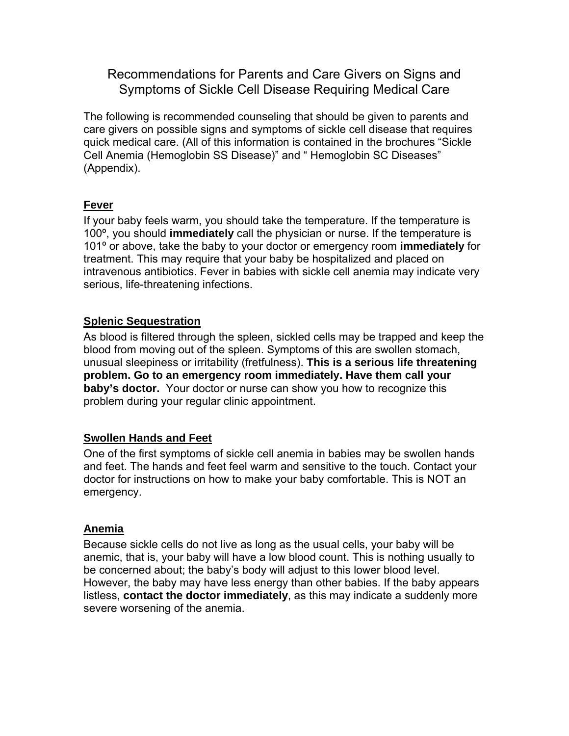# Recommendations for Parents and Care Givers on Signs and Symptoms of Sickle Cell Disease Requiring Medical Care

The following is recommended counseling that should be given to parents and care givers on possible signs and symptoms of sickle cell disease that requires quick medical care. (All of this information is contained in the brochures "Sickle Cell Anemia (Hemoglobin SS Disease)" and " Hemoglobin SC Diseases" (Appendix).

## Fever

If your baby feels warm, you should take the temperature. If the temperature is 100º, you should **immediately** call the physician or nurse. If the temperature is 101º or above, take the baby to your doctor or emergency room **immediately** for treatment. This may require that your baby be hospitalized and placed on intravenous antibiotics. Fever in babies with sickle cell anemia may indicate very serious, life-threatening infections.

## Splenic Sequestration

As blood is filtered through the spleen, sickled cells may be trapped and keep the blood from moving out of the spleen. Symptoms of this are swollen stomach, unusual sleepiness or irritability (fretfulness). **This is a serious life threatening problem. Go to an emergency room immediately. Have them call your baby's doctor.** Your doctor or nurse can show you how to recognize this problem during your regular clinic appointment.

## Swollen Hands and Feet

One of the first symptoms of sickle cell anemia in babies may be swollen hands and feet. The hands and feet feel warm and sensitive to the touch. Contact your doctor for instructions on how to make your baby comfortable. This is NOT an emergency.

## Anemia

Because sickle cells do not live as long as the usual cells, your baby will be anemic, that is, your baby will have a low blood count. This is nothing usually to be concerned about; the baby's body will adjust to this lower blood level. However, the baby may have less energy than other babies. If the baby appears listless, **contact the doctor immediately**, as this may indicate a suddenly more severe worsening of the anemia.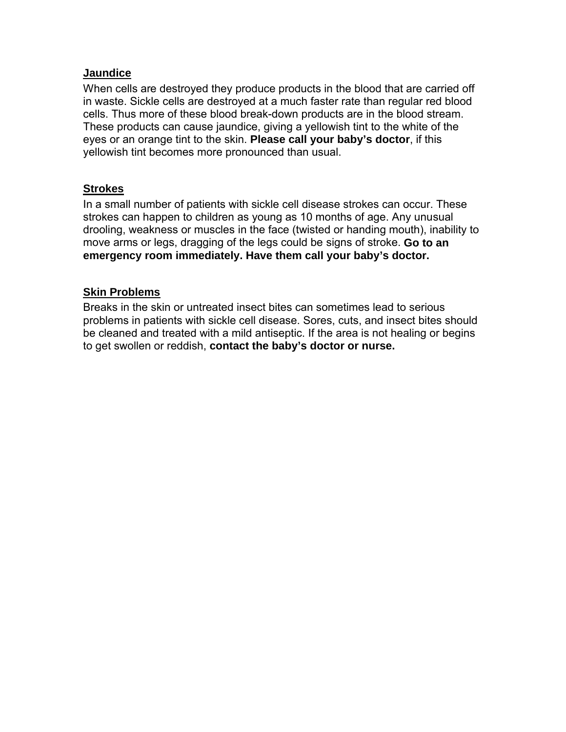## Jaundice

When cells are destroyed they produce products in the blood that are carried off in waste. Sickle cells are destroyed at a much faster rate than regular red blood cells. Thus more of these blood break-down products are in the blood stream. These products can cause jaundice, giving a yellowish tint to the white of the eyes or an orange tint to the skin. **Please call your baby's doctor**, if this yellowish tint becomes more pronounced than usual.

## Strokes

In a small number of patients with sickle cell disease strokes can occur. These strokes can happen to children as young as 10 months of age. Any unusual drooling, weakness or muscles in the face (twisted or handing mouth), inability to move arms or legs, dragging of the legs could be signs of stroke. **Go to an emergency room immediately. Have them call your baby's doctor.**

## Skin Problems

Breaks in the skin or untreated insect bites can sometimes lead to serious problems in patients with sickle cell disease. Sores, cuts, and insect bites should be cleaned and treated with a mild antiseptic. If the area is not healing or begins to get swollen or reddish, **contact the baby's doctor or nurse.**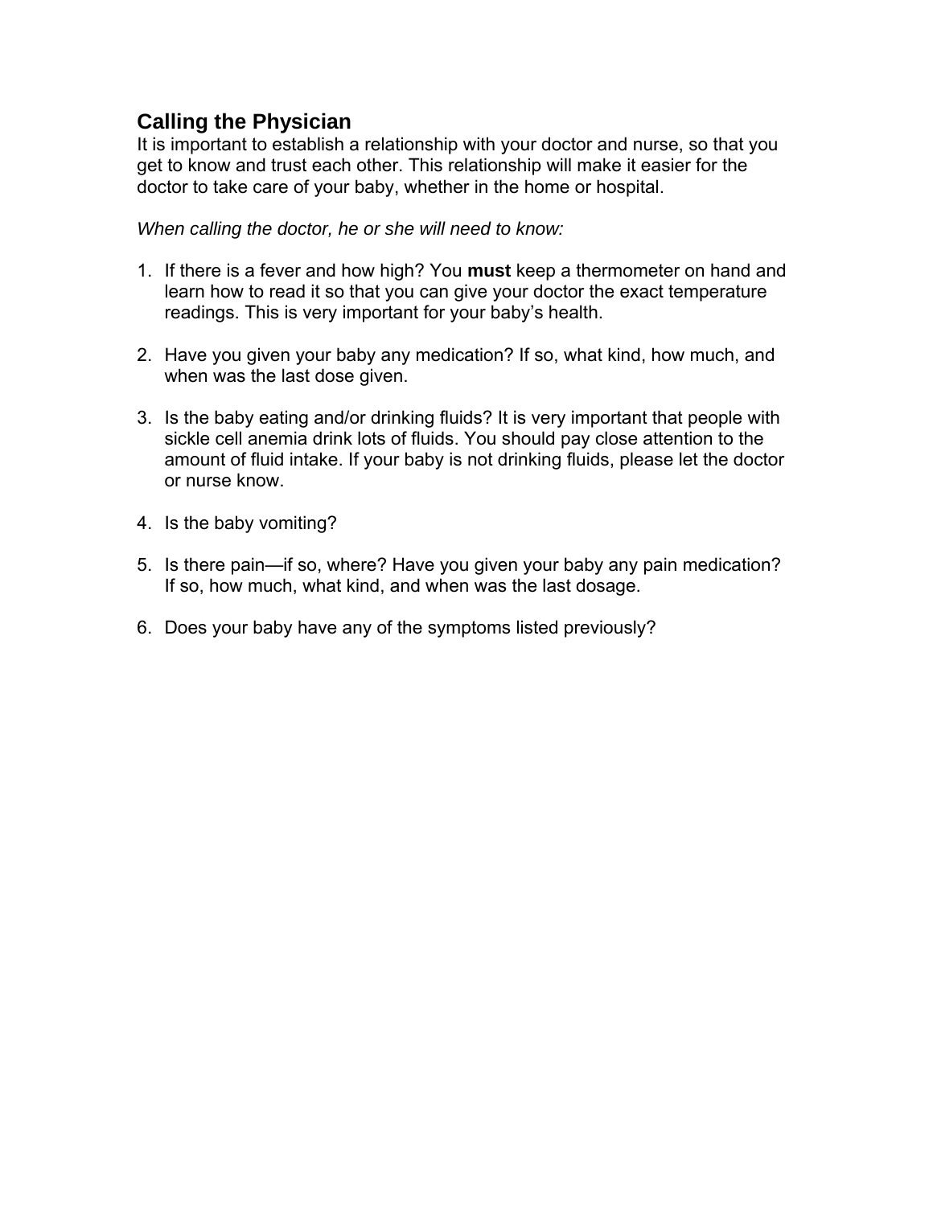## Calling the Physician

It is important to establish a relationship with your doctor and nurse, so that you get to know and trust each other. This relationship will make it easier for the doctor to take care of your baby, whether in the home or hospital.

*When calling the doctor, he or she will need to know:*

1. If there is a fever and how high? You **must** keep a thermometer on hand and learn how to read it so that you can give your doctor the exact temperature readings. This is very important for your baby's health.

2. Have you given your baby any medication? If so, what kind, how much, and when was the last dose given.

3. Is the baby eating and/or drinking fluids? It is very important that people with sickle cell anemia drink lots of fluids. You should pay close attention to the amount of fluid intake. If your baby is not drinking fluids, please let the doctor or nurse know.

4. Is the baby vomiting?

5. Is there pain—if so, where? Have you given your baby any pain medication? If so, how much, what kind, and when was the last dosage.

6. Does your baby have any of the symptoms listed previously?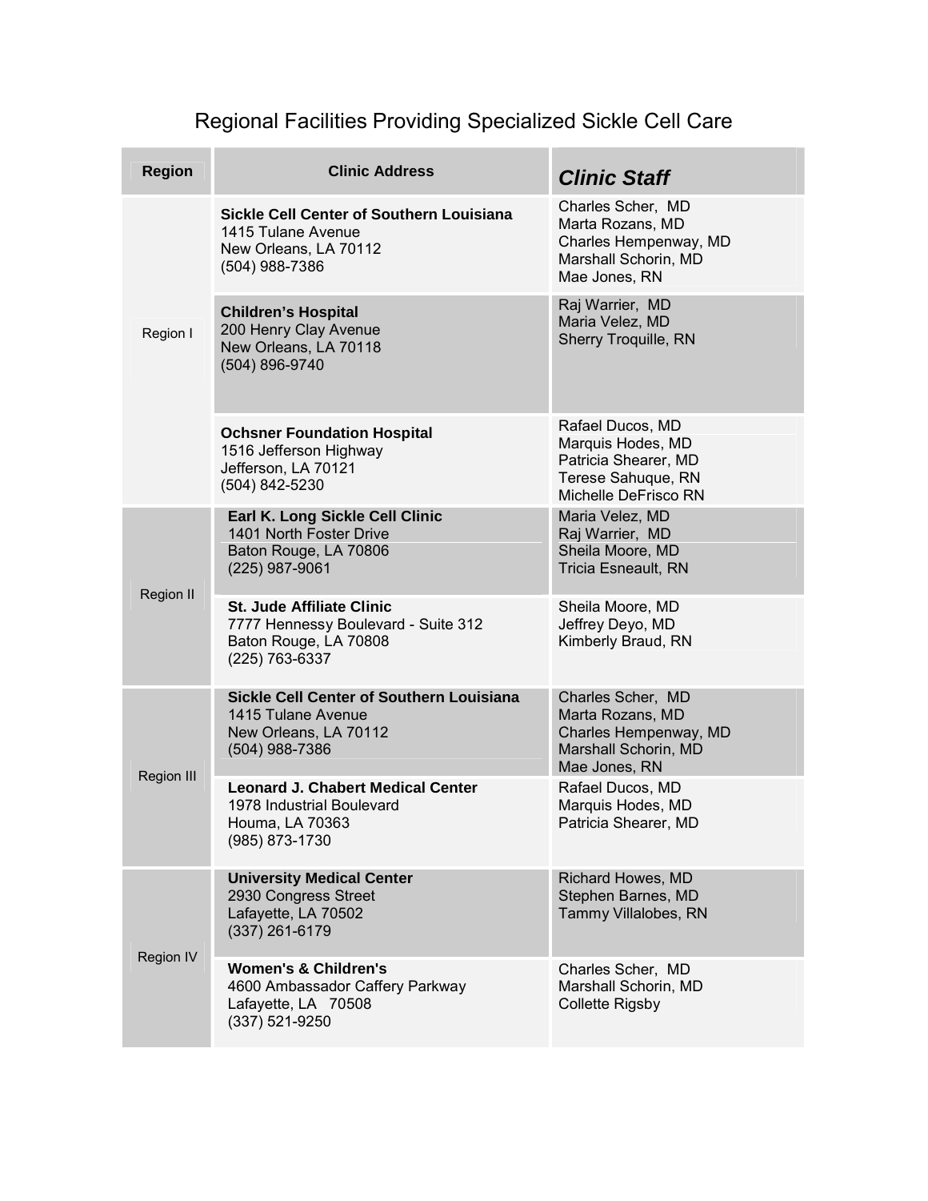# Regional Facilities Providing Specialized Sickle Cell Care

| Region | Clinic Address | *Clinic Staff* |
|---|---|---|
| Region I | **Sickle Cell Center of Southern Louisiana**<br>1415 Tulane Avenue<br>New Orleans, LA 70112<br>(504) 988-7386 | Charles Scher, MD<br>Marta Rozans, MD<br>Charles Hempenway, MD<br>Marshall Schorin, MD<br>Mae Jones, RN |
| | **Children's Hospital**<br>200 Henry Clay Avenue<br>New Orleans, LA 70118<br>(504) 896-9740 | Raj Warrier, MD<br>Maria Velez, MD<br>Sherry Troquille, RN |
| | **Ochsner Foundation Hospital**<br>1516 Jefferson Highway<br>Jefferson, LA 70121<br>(504) 842-5230 | Rafael Ducos, MD<br>Marquis Hodes, MD<br>Patricia Shearer, MD<br>Terese Sahuque, RN<br>Michelle DeFrisco RN |
| Region II | **Earl K. Long Sickle Cell Clinic**<br>1401 North Foster Drive<br>Baton Rouge, LA 70806<br>(225) 987-9061 | Maria Velez, MD<br>Raj Warrier, MD<br>Sheila Moore, MD<br>Tricia Esneault, RN |
| | **St. Jude Affiliate Clinic**<br>7777 Hennessy Boulevard - Suite 312<br>Baton Rouge, LA 70808<br>(225) 763-6337 | Sheila Moore, MD<br>Jeffrey Deyo, MD<br>Kimberly Braud, RN |
| Region III | **Sickle Cell Center of Southern Louisiana**<br>1415 Tulane Avenue<br>New Orleans, LA 70112<br>(504) 988-7386 | Charles Scher, MD<br>Marta Rozans, MD<br>Charles Hempenway, MD<br>Marshall Schorin, MD<br>Mae Jones, RN |
| | **Leonard J. Chabert Medical Center**<br>1978 Industrial Boulevard<br>Houma, LA 70363<br>(985) 873-1730 | Rafael Ducos, MD<br>Marquis Hodes, MD<br>Patricia Shearer, MD |
| Region IV | **University Medical Center**<br>2930 Congress Street<br>Lafayette, LA 70502<br>(337) 261-6179 | Richard Howes, MD<br>Stephen Barnes, MD<br>Tammy Villalobes, RN |
| | **Women's & Children's**<br>4600 Ambassador Caffery Parkway<br>Lafayette, LA 70508<br>(337) 521-9250 | Charles Scher, MD<br>Marshall Schorin, MD<br>Collette Rigsby |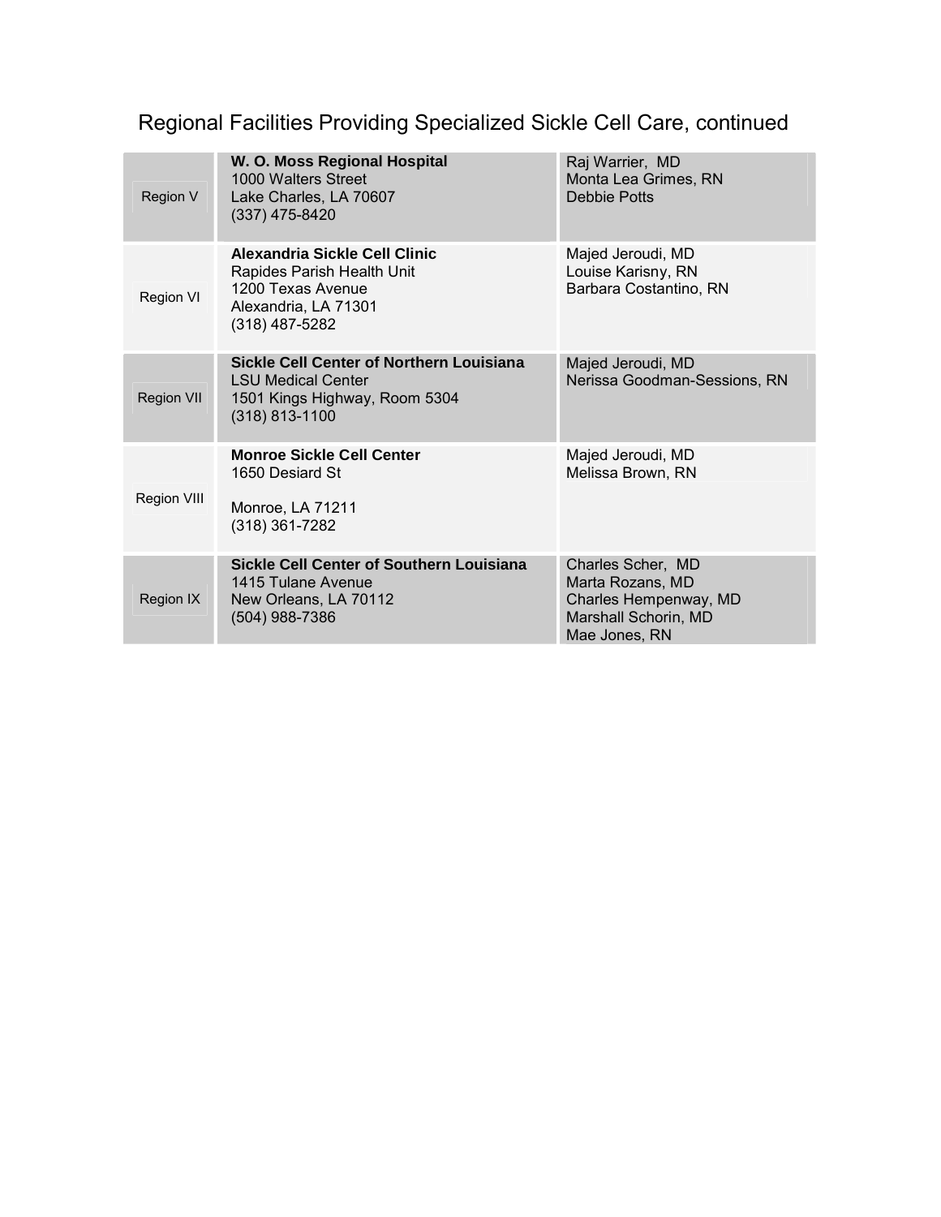## Regional Facilities Providing Specialized Sickle Cell Care, continued

| | | |
|---|---|---|
| Region V | **W. O. Moss Regional Hospital**<br>1000 Walters Street<br>Lake Charles, LA 70607<br>(337) 475-8420 | Raj Warrier, MD<br>Monta Lea Grimes, RN<br>Debbie Potts |
| Region VI | **Alexandria Sickle Cell Clinic**<br>Rapides Parish Health Unit<br>1200 Texas Avenue<br>Alexandria, LA 71301<br>(318) 487-5282 | Majed Jeroudi, MD<br>Louise Karisny, RN<br>Barbara Costantino, RN |
| Region VII | **Sickle Cell Center of Northern Louisiana**<br>LSU Medical Center<br>1501 Kings Highway, Room 5304<br>(318) 813-1100 | Majed Jeroudi, MD<br>Nerissa Goodman-Sessions, RN |
| Region VIII | **Monroe Sickle Cell Center**<br>1650 Desiard St<br><br>Monroe, LA 71211<br>(318) 361-7282 | Majed Jeroudi, MD<br>Melissa Brown, RN |
| Region IX | **Sickle Cell Center of Southern Louisiana**<br>1415 Tulane Avenue<br>New Orleans, LA 70112<br>(504) 988-7386 | Charles Scher, MD<br>Marta Rozans, MD<br>Charles Hempenway, MD<br>Marshall Schorin, MD<br>Mae Jones, RN |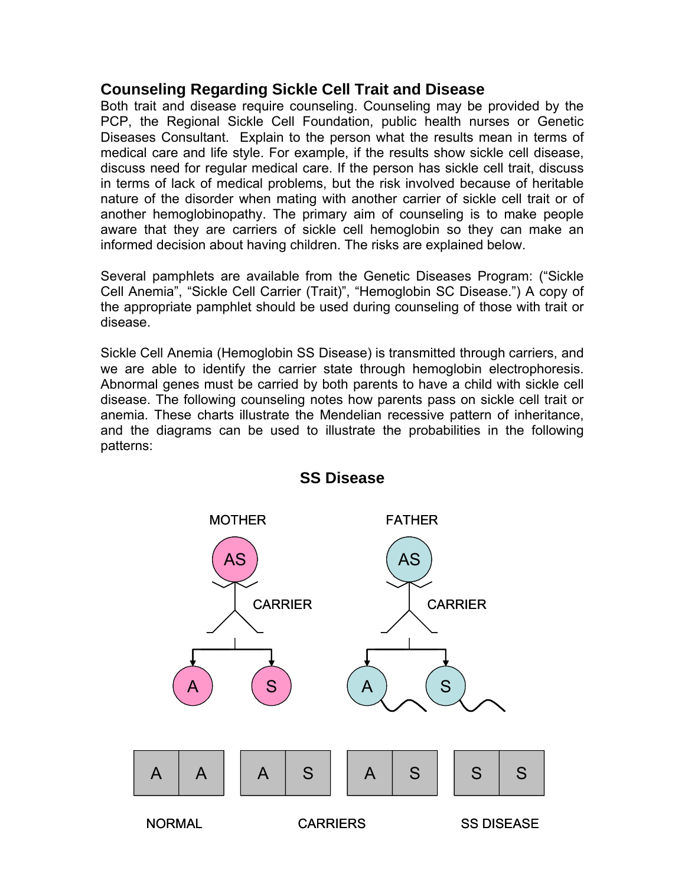## Counseling Regarding Sickle Cell Trait and Disease

Both trait and disease require counseling. Counseling may be provided by the PCP, the Regional Sickle Cell Foundation, public health nurses or Genetic Diseases Consultant. Explain to the person what the results mean in terms of medical care and life style. For example, if the results show sickle cell disease, discuss need for regular medical care. If the person has sickle cell trait, discuss in terms of lack of medical problems, but the risk involved because of heritable nature of the disorder when mating with another carrier of sickle cell trait or of another hemoglobinopathy. The primary aim of counseling is to make people aware that they are carriers of sickle cell hemoglobin so they can make an informed decision about having children. The risks are explained below.

Several pamphlets are available from the Genetic Diseases Program: ("Sickle Cell Anemia", "Sickle Cell Carrier (Trait)", "Hemoglobin SC Disease.") A copy of the appropriate pamphlet should be used during counseling of those with trait or disease.

Sickle Cell Anemia (Hemoglobin SS Disease) is transmitted through carriers, and we are able to identify the carrier state through hemoglobin electrophoresis. Abnormal genes must be carried by both parents to have a child with sickle cell disease. The following counseling notes how parents pass on sickle cell trait or anemia. These charts illustrate the Mendelian recessive pattern of inheritance, and the diagrams can be used to illustrate the probabilities in the following patterns:

### SS Disease

MOTHER: AS (CARRIER) → A, S

FATHER: AS (CARRIER) → A, S

| A | A | | A | S | | A | S | | S | S |
|---|---|---|---|---|---|---|---|---|---|---|
| NORMAL | | | CARRIERS | | | | | | SS DISEASE | |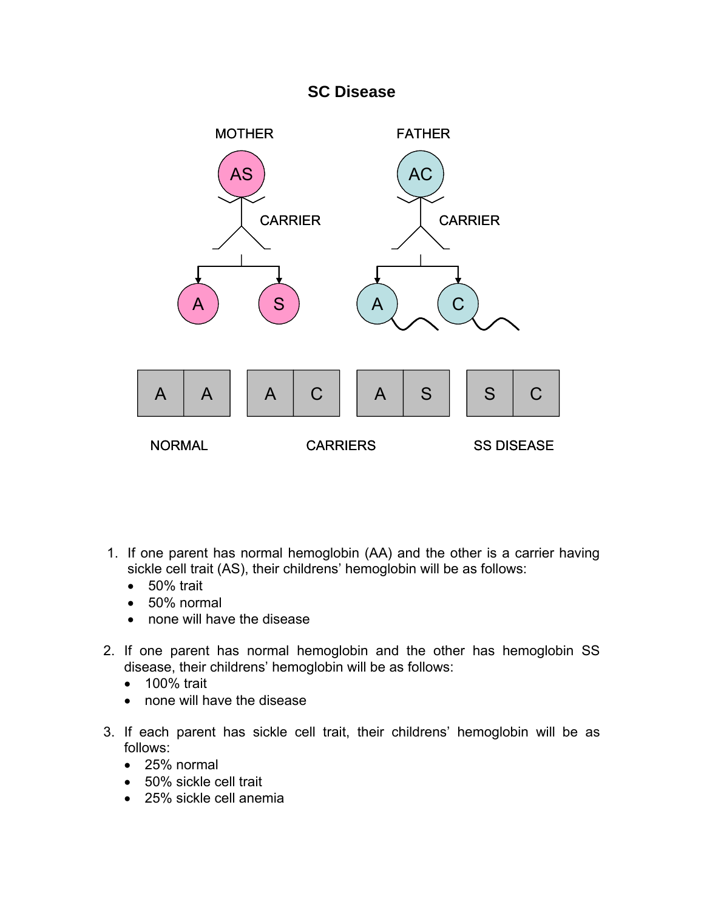## SC Disease

MOTHER

AS

CARRIER

FATHER

AC

CARRIER

A S A C

| A | A |
|---|---|

| A | C |
|---|---|

| A | S |
|---|---|

| S | C |
|---|---|

NORMAL CARRIERS SS DISEASE

1. If one parent has normal hemoglobin (AA) and the other is a carrier having sickle cell trait (AS), their childrens' hemoglobin will be as follows:
   - 50% trait
   - 50% normal
   - none will have the disease

2. If one parent has normal hemoglobin and the other has hemoglobin SS disease, their childrens' hemoglobin will be as follows:
   - 100% trait
   - none will have the disease

3. If each parent has sickle cell trait, their childrens' hemoglobin will be as follows:
   - 25% normal
   - 50% sickle cell trait
   - 25% sickle cell anemia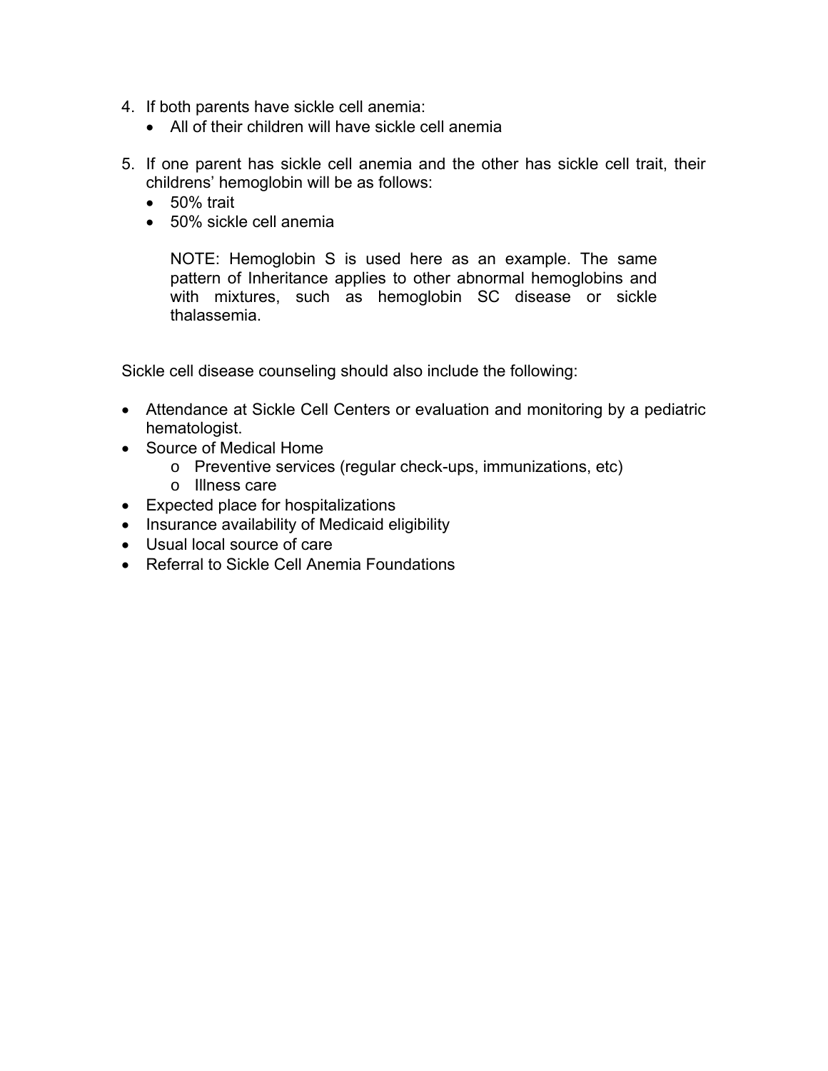4. If both parents have sickle cell anemia:
   - All of their children will have sickle cell anemia

5. If one parent has sickle cell anemia and the other has sickle cell trait, their childrens' hemoglobin will be as follows:
   - 50% trait
   - 50% sickle cell anemia

   NOTE: Hemoglobin S is used here as an example. The same pattern of Inheritance applies to other abnormal hemoglobins and with mixtures, such as hemoglobin SC disease or sickle thalassemia.

Sickle cell disease counseling should also include the following:

- Attendance at Sickle Cell Centers or evaluation and monitoring by a pediatric hematologist.
- Source of Medical Home
  - Preventive services (regular check-ups, immunizations, etc)
  - Illness care
- Expected place for hospitalizations
- Insurance availability of Medicaid eligibility
- Usual local source of care
- Referral to Sickle Cell Anemia Foundations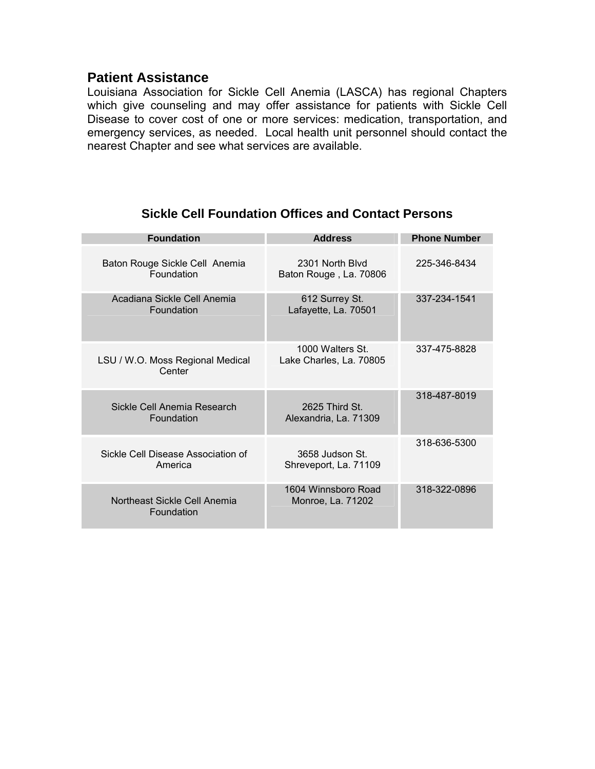## Patient Assistance

Louisiana Association for Sickle Cell Anemia (LASCA) has regional Chapters which give counseling and may offer assistance for patients with Sickle Cell Disease to cover cost of one or more services: medication, transportation, and emergency services, as needed. Local health unit personnel should contact the nearest Chapter and see what services are available.

### Sickle Cell Foundation Offices and Contact Persons

| Foundation | Address | Phone Number |
|---|---|---|
| Baton Rouge Sickle Cell Anemia Foundation | 2301 North Blvd<br>Baton Rouge , La. 70806 | 225-346-8434 |
| Acadiana Sickle Cell Anemia Foundation | 612 Surrey St.<br>Lafayette, La. 70501 | 337-234-1541 |
| LSU / W.O. Moss Regional Medical Center | 1000 Walters St.<br>Lake Charles, La. 70805 | 337-475-8828 |
| Sickle Cell Anemia Research Foundation | 2625 Third St.<br>Alexandria, La. 71309 | 318-487-8019 |
| Sickle Cell Disease Association of America | 3658 Judson St.<br>Shreveport, La. 71109 | 318-636-5300 |
| Northeast Sickle Cell Anemia Foundation | 1604 Winnsboro Road<br>Monroe, La. 71202 | 318-322-0896 |